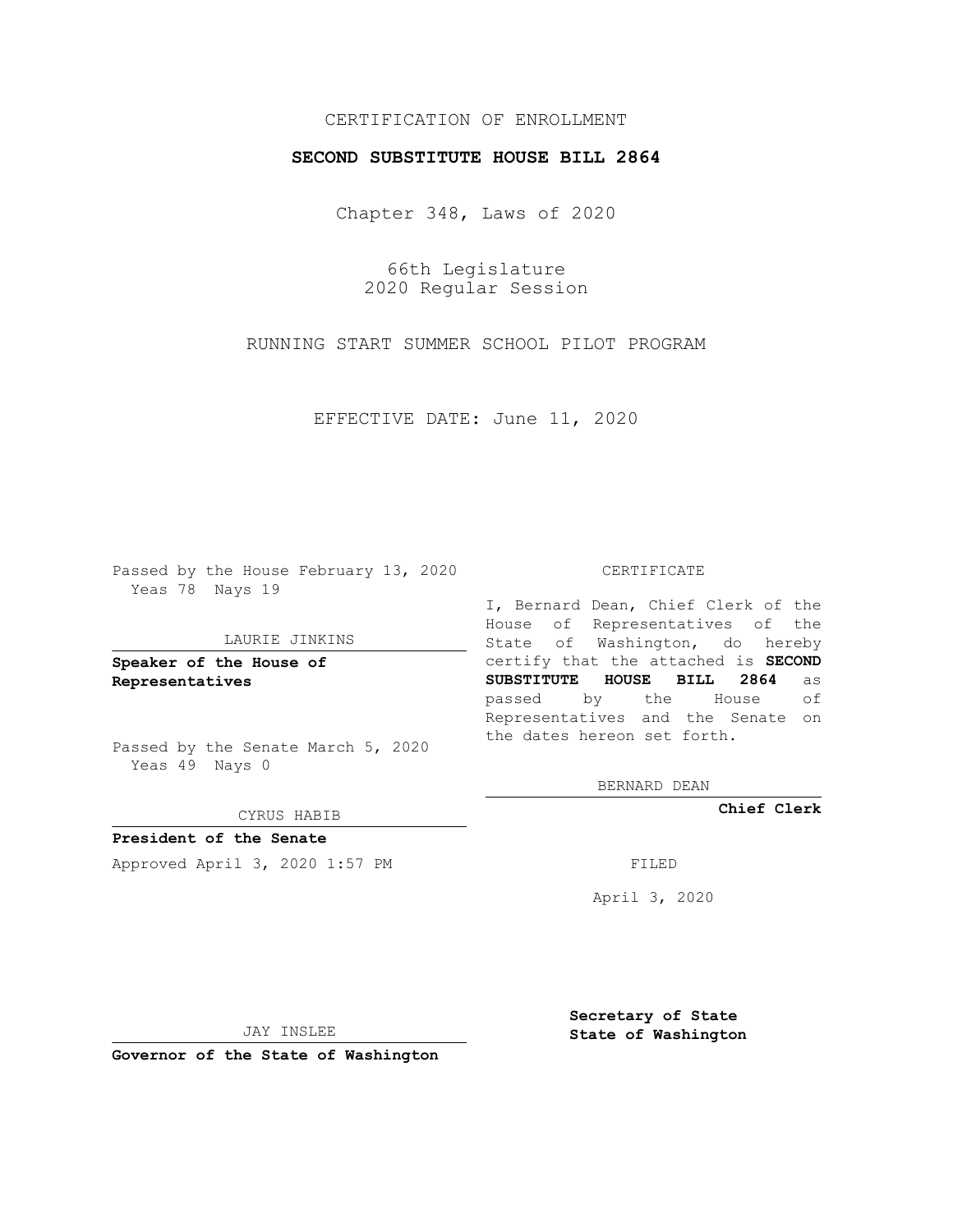CERTIFICATION OF ENROLLMENT

**SECOND SUBSTITUTE HOUSE BILL 2864**

Chapter 348, Laws of 2020

66th Legislature
2020 Regular Session

RUNNING START SUMMER SCHOOL PILOT PROGRAM

EFFECTIVE DATE: June 11, 2020

Passed by the House February 13, 2020
Yeas 78 Nays 19

LAURIE JINKINS

**Speaker of the House of Representatives**

Passed by the Senate March 5, 2020
Yeas 49 Nays 0

CYRUS HABIB

**President of the Senate**

Approved April 3, 2020 1:57 PM

JAY INSLEE

**Governor of the State of Washington**

CERTIFICATE

I, Bernard Dean, Chief Clerk of the House of Representatives of the State of Washington, do hereby certify that the attached is **SECOND SUBSTITUTE HOUSE BILL 2864** as passed by the House of Representatives and the Senate on the dates hereon set forth.

BERNARD DEAN

**Chief Clerk**

FILED

April 3, 2020

**Secretary of State State of Washington**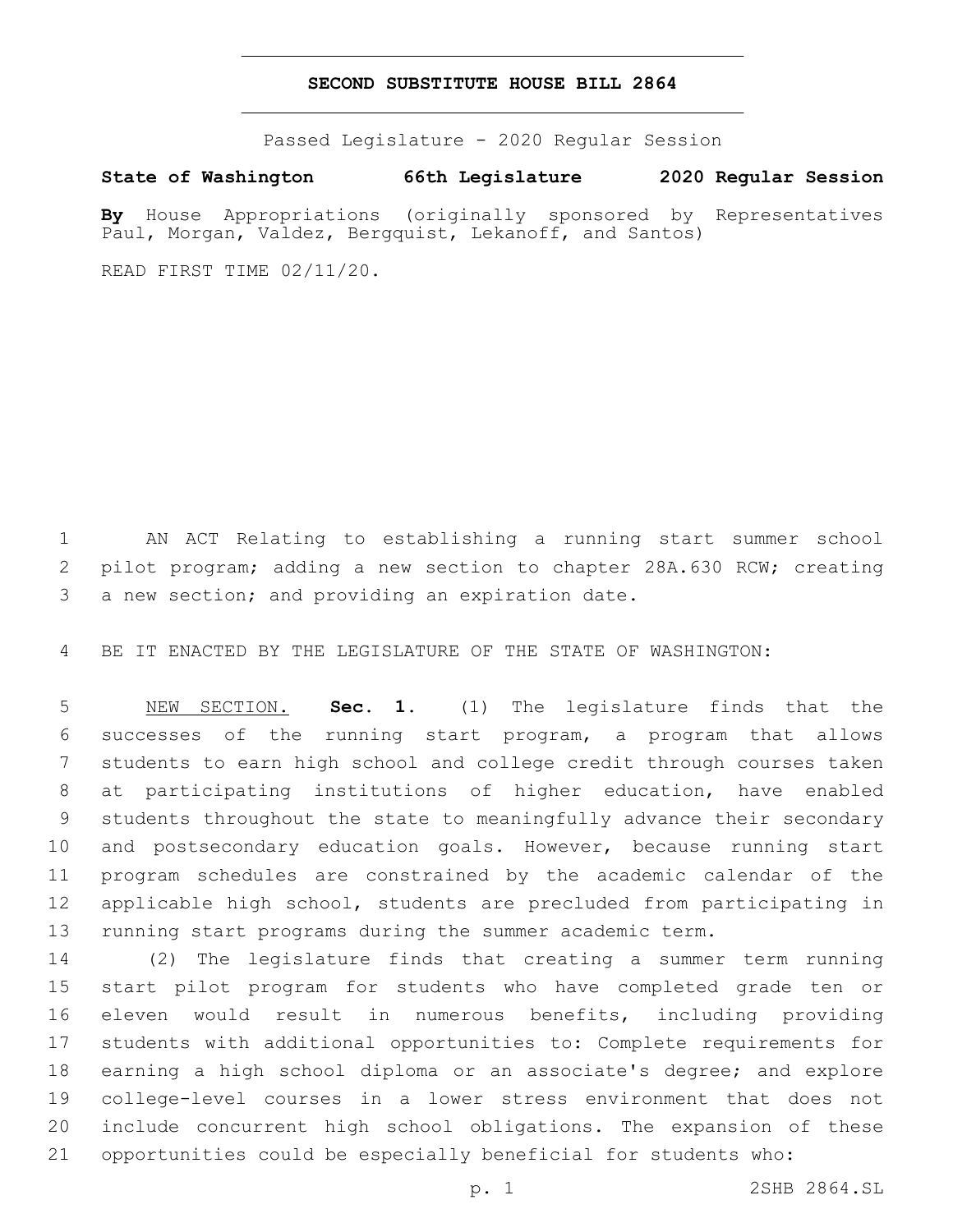# SECOND SUBSTITUTE HOUSE BILL 2864

Passed Legislature - 2020 Regular Session

**State of Washington 66th Legislature 2020 Regular Session**

**By** House Appropriations (originally sponsored by Representatives Paul, Morgan, Valdez, Bergquist, Lekanoff, and Santos)

READ FIRST TIME 02/11/20.

AN ACT Relating to establishing a running start summer school pilot program; adding a new section to chapter 28A.630 RCW; creating a new section; and providing an expiration date.

BE IT ENACTED BY THE LEGISLATURE OF THE STATE OF WASHINGTON:

NEW SECTION. **Sec. 1.** (1) The legislature finds that the successes of the running start program, a program that allows students to earn high school and college credit through courses taken at participating institutions of higher education, have enabled students throughout the state to meaningfully advance their secondary and postsecondary education goals. However, because running start program schedules are constrained by the academic calendar of the applicable high school, students are precluded from participating in running start programs during the summer academic term.

(2) The legislature finds that creating a summer term running start pilot program for students who have completed grade ten or eleven would result in numerous benefits, including providing students with additional opportunities to: Complete requirements for earning a high school diploma or an associate's degree; and explore college-level courses in a lower stress environment that does not include concurrent high school obligations. The expansion of these opportunities could be especially beneficial for students who: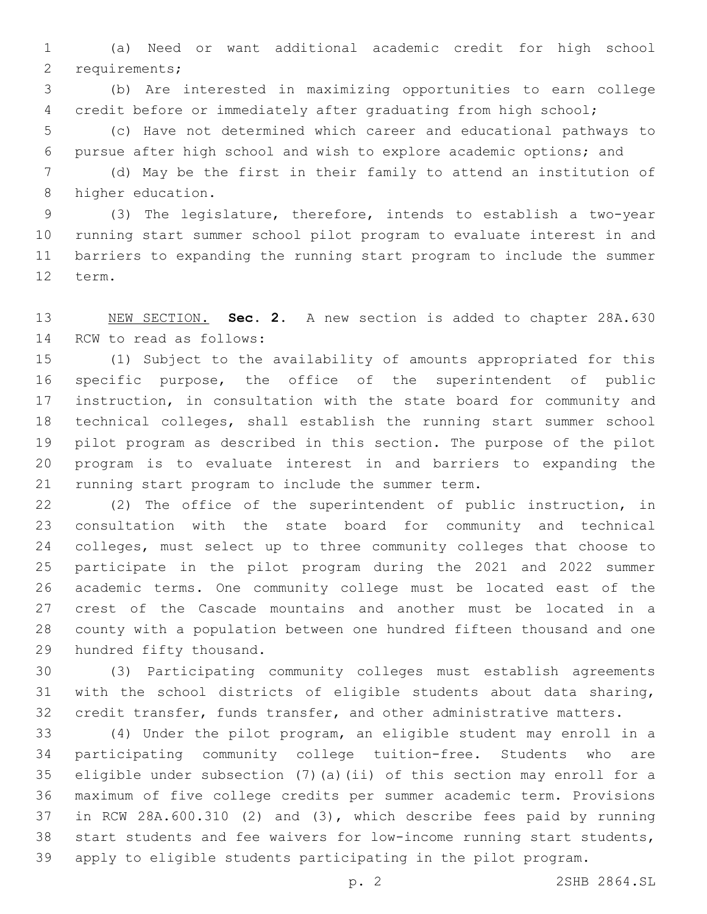(a) Need or want additional academic credit for high school requirements;

(b) Are interested in maximizing opportunities to earn college credit before or immediately after graduating from high school;

(c) Have not determined which career and educational pathways to pursue after high school and wish to explore academic options; and

(d) May be the first in their family to attend an institution of higher education.

(3) The legislature, therefore, intends to establish a two-year running start summer school pilot program to evaluate interest in and barriers to expanding the running start program to include the summer term.

NEW SECTION. **Sec. 2.** A new section is added to chapter 28A.630 RCW to read as follows:

(1) Subject to the availability of amounts appropriated for this specific purpose, the office of the superintendent of public instruction, in consultation with the state board for community and technical colleges, shall establish the running start summer school pilot program as described in this section. The purpose of the pilot program is to evaluate interest in and barriers to expanding the running start program to include the summer term.

(2) The office of the superintendent of public instruction, in consultation with the state board for community and technical colleges, must select up to three community colleges that choose to participate in the pilot program during the 2021 and 2022 summer academic terms. One community college must be located east of the crest of the Cascade mountains and another must be located in a county with a population between one hundred fifteen thousand and one hundred fifty thousand.

(3) Participating community colleges must establish agreements with the school districts of eligible students about data sharing, credit transfer, funds transfer, and other administrative matters.

(4) Under the pilot program, an eligible student may enroll in a participating community college tuition-free. Students who are eligible under subsection (7)(a)(ii) of this section may enroll for a maximum of five college credits per summer academic term. Provisions in RCW 28A.600.310 (2) and (3), which describe fees paid by running start students and fee waivers for low-income running start students, apply to eligible students participating in the pilot program.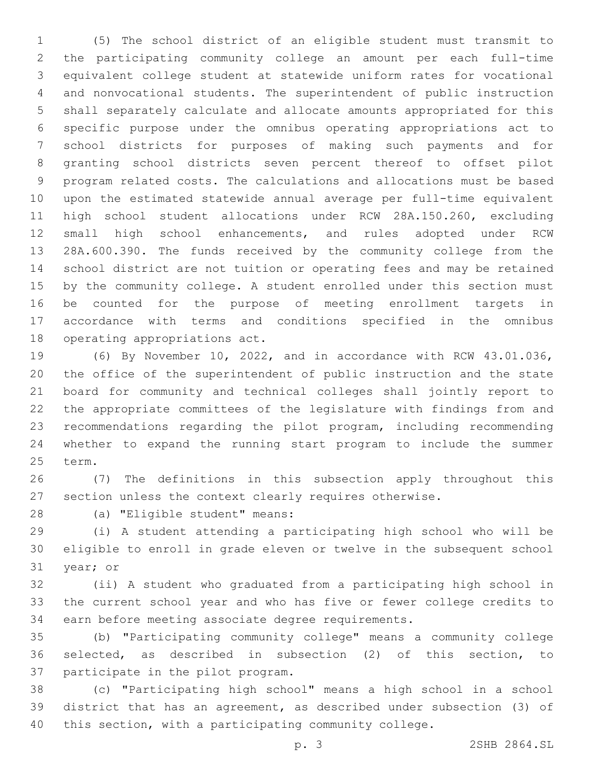(5) The school district of an eligible student must transmit to the participating community college an amount per each full-time equivalent college student at statewide uniform rates for vocational and nonvocational students. The superintendent of public instruction shall separately calculate and allocate amounts appropriated for this specific purpose under the omnibus operating appropriations act to school districts for purposes of making such payments and for granting school districts seven percent thereof to offset pilot program related costs. The calculations and allocations must be based upon the estimated statewide annual average per full-time equivalent high school student allocations under RCW 28A.150.260, excluding small high school enhancements, and rules adopted under RCW 28A.600.390. The funds received by the community college from the school district are not tuition or operating fees and may be retained by the community college. A student enrolled under this section must be counted for the purpose of meeting enrollment targets in accordance with terms and conditions specified in the omnibus operating appropriations act.

(6) By November 10, 2022, and in accordance with RCW 43.01.036, the office of the superintendent of public instruction and the state board for community and technical colleges shall jointly report to the appropriate committees of the legislature with findings from and recommendations regarding the pilot program, including recommending whether to expand the running start program to include the summer term.

(7) The definitions in this subsection apply throughout this section unless the context clearly requires otherwise.

(a) "Eligible student" means:

(i) A student attending a participating high school who will be eligible to enroll in grade eleven or twelve in the subsequent school year; or

(ii) A student who graduated from a participating high school in the current school year and who has five or fewer college credits to earn before meeting associate degree requirements.

(b) "Participating community college" means a community college selected, as described in subsection (2) of this section, to participate in the pilot program.

(c) "Participating high school" means a high school in a school district that has an agreement, as described under subsection (3) of this section, with a participating community college.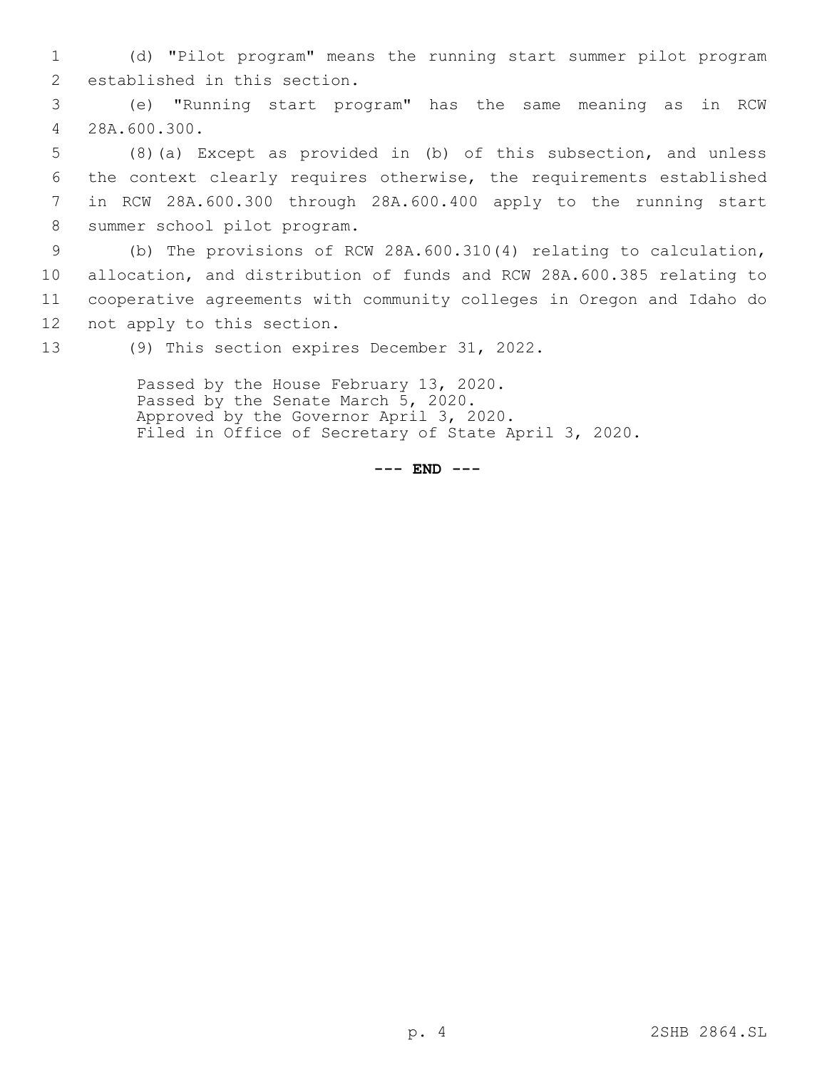(d) "Pilot program" means the running start summer pilot program established in this section.

(e) "Running start program" has the same meaning as in RCW 28A.600.300.

(8)(a) Except as provided in (b) of this subsection, and unless the context clearly requires otherwise, the requirements established in RCW 28A.600.300 through 28A.600.400 apply to the running start summer school pilot program.

(b) The provisions of RCW 28A.600.310(4) relating to calculation, allocation, and distribution of funds and RCW 28A.600.385 relating to cooperative agreements with community colleges in Oregon and Idaho do not apply to this section.

(9) This section expires December 31, 2022.

Passed by the House February 13, 2020.
Passed by the Senate March 5, 2020.
Approved by the Governor April 3, 2020.
Filed in Office of Secretary of State April 3, 2020.

**--- END ---**